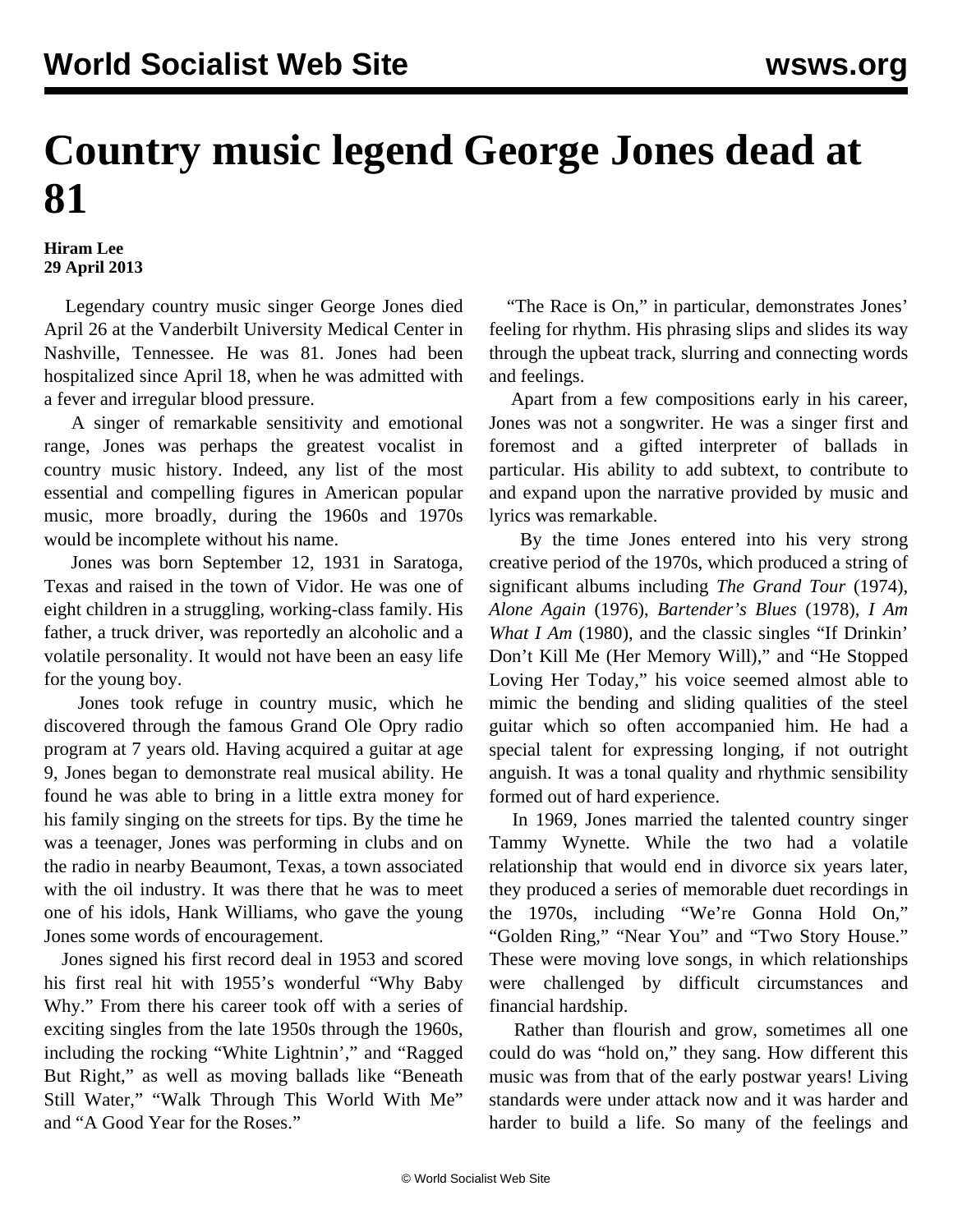# Country music legend George Jones dead at 81

**Hiram Lee**
**29 April 2013**

Legendary country music singer George Jones died April 26 at the Vanderbilt University Medical Center in Nashville, Tennessee. He was 81. Jones had been hospitalized since April 18, when he was admitted with a fever and irregular blood pressure.

A singer of remarkable sensitivity and emotional range, Jones was perhaps the greatest vocalist in country music history. Indeed, any list of the most essential and compelling figures in American popular music, more broadly, during the 1960s and 1970s would be incomplete without his name.

Jones was born September 12, 1931 in Saratoga, Texas and raised in the town of Vidor. He was one of eight children in a struggling, working-class family. His father, a truck driver, was reportedly an alcoholic and a volatile personality. It would not have been an easy life for the young boy.

Jones took refuge in country music, which he discovered through the famous Grand Ole Opry radio program at 7 years old. Having acquired a guitar at age 9, Jones began to demonstrate real musical ability. He found he was able to bring in a little extra money for his family singing on the streets for tips. By the time he was a teenager, Jones was performing in clubs and on the radio in nearby Beaumont, Texas, a town associated with the oil industry. It was there that he was to meet one of his idols, Hank Williams, who gave the young Jones some words of encouragement.

Jones signed his first record deal in 1953 and scored his first real hit with 1955's wonderful "Why Baby Why." From there his career took off with a series of exciting singles from the late 1950s through the 1960s, including the rocking "White Lightnin'," and "Ragged But Right," as well as moving ballads like "Beneath Still Water," "Walk Through This World With Me" and "A Good Year for the Roses."

"The Race is On," in particular, demonstrates Jones' feeling for rhythm. His phrasing slips and slides its way through the upbeat track, slurring and connecting words and feelings.

Apart from a few compositions early in his career, Jones was not a songwriter. He was a singer first and foremost and a gifted interpreter of ballads in particular. His ability to add subtext, to contribute to and expand upon the narrative provided by music and lyrics was remarkable.

By the time Jones entered into his very strong creative period of the 1970s, which produced a string of significant albums including *The Grand Tour* (1974), *Alone Again* (1976), *Bartender's Blues* (1978), *I Am What I Am* (1980), and the classic singles "If Drinkin' Don't Kill Me (Her Memory Will)," and "He Stopped Loving Her Today," his voice seemed almost able to mimic the bending and sliding qualities of the steel guitar which so often accompanied him. He had a special talent for expressing longing, if not outright anguish. It was a tonal quality and rhythmic sensibility formed out of hard experience.

In 1969, Jones married the talented country singer Tammy Wynette. While the two had a volatile relationship that would end in divorce six years later, they produced a series of memorable duet recordings in the 1970s, including "We're Gonna Hold On," "Golden Ring," "Near You" and "Two Story House." These were moving love songs, in which relationships were challenged by difficult circumstances and financial hardship.

Rather than flourish and grow, sometimes all one could do was "hold on," they sang. How different this music was from that of the early postwar years! Living standards were under attack now and it was harder and harder to build a life. So many of the feelings and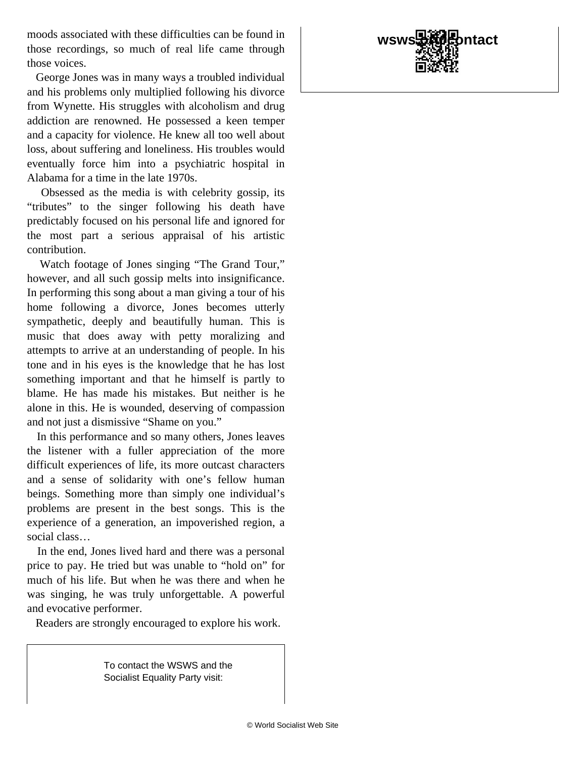moods associated with these difficulties can be found in those recordings, so much of real life came through those voices.

George Jones was in many ways a troubled individual and his problems only multiplied following his divorce from Wynette. His struggles with alcoholism and drug addiction are renowned. He possessed a keen temper and a capacity for violence. He knew all too well about loss, about suffering and loneliness. His troubles would eventually force him into a psychiatric hospital in Alabama for a time in the late 1970s.

Obsessed as the media is with celebrity gossip, its "tributes" to the singer following his death have predictably focused on his personal life and ignored for the most part a serious appraisal of his artistic contribution.

Watch footage of Jones singing "The Grand Tour," however, and all such gossip melts into insignificance. In performing this song about a man giving a tour of his home following a divorce, Jones becomes utterly sympathetic, deeply and beautifully human. This is music that does away with petty moralizing and attempts to arrive at an understanding of people. In his tone and in his eyes is the knowledge that he has lost something important and that he himself is partly to blame. He has made his mistakes. But neither is he alone in this. He is wounded, deserving of compassion and not just a dismissive "Shame on you."

In this performance and so many others, Jones leaves the listener with a fuller appreciation of the more difficult experiences of life, its more outcast characters and a sense of solidarity with one's fellow human beings. Something more than simply one individual's problems are present in the best songs. This is the experience of a generation, an impoverished region, a social class…

In the end, Jones lived hard and there was a personal price to pay. He tried but was unable to "hold on" for much of his life. But when he was there and when he was singing, he was truly unforgettable. A powerful and evocative performer.

Readers are strongly encouraged to explore his work.

To contact the WSWS and the Socialist Equality Party visit:

**wsws.org/contact**